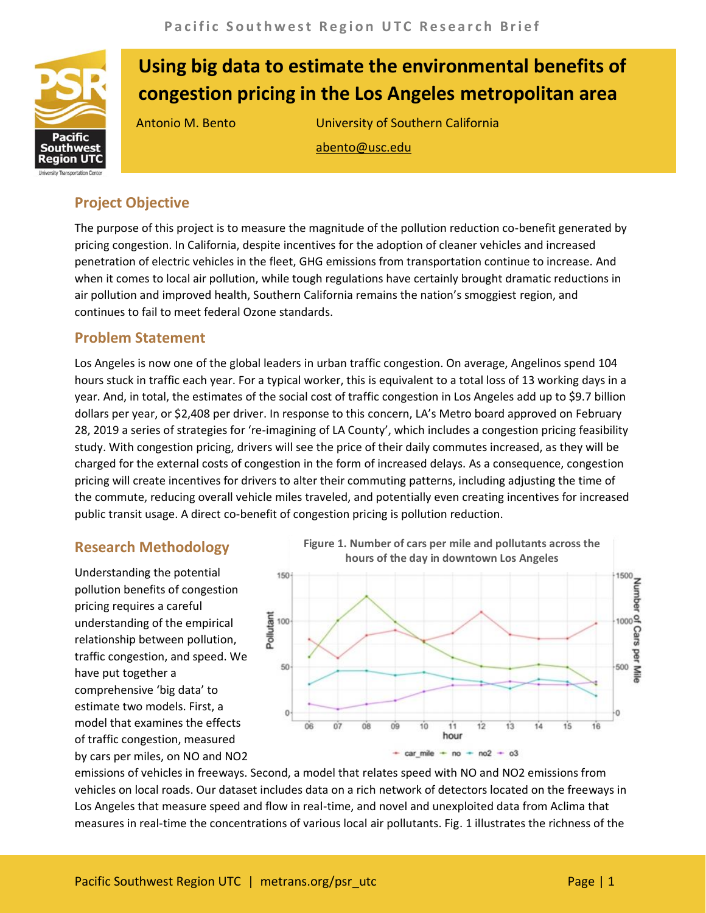Pacific Southwest Region UTC Research Brief

# Using big data to estimate the environmental benefits of congestion pricing in the Los Angeles metropolitan area

Antonio M. Bento — University of Southern California

abento@usc.edu

## Project Objective

The purpose of this project is to measure the magnitude of the pollution reduction co-benefit generated by pricing congestion. In California, despite incentives for the adoption of cleaner vehicles and increased penetration of electric vehicles in the fleet, GHG emissions from transportation continue to increase. And when it comes to local air pollution, while tough regulations have certainly brought dramatic reductions in air pollution and improved health, Southern California remains the nation's smoggiest region, and continues to fail to meet federal Ozone standards.

## Problem Statement

Los Angeles is now one of the global leaders in urban traffic congestion. On average, Angelinos spend 104 hours stuck in traffic each year. For a typical worker, this is equivalent to a total loss of 13 working days in a year. And, in total, the estimates of the social cost of traffic congestion in Los Angeles add up to $9.7 billion dollars per year, or $2,408 per driver. In response to this concern, LA's Metro board approved on February 28, 2019 a series of strategies for 're-imagining of LA County', which includes a congestion pricing feasibility study. With congestion pricing, drivers will see the price of their daily commutes increased, as they will be charged for the external costs of congestion in the form of increased delays. As a consequence, congestion pricing will create incentives for drivers to alter their commuting patterns, including adjusting the time of the commute, reducing overall vehicle miles traveled, and potentially even creating incentives for increased public transit usage. A direct co-benefit of congestion pricing is pollution reduction.

## Research Methodology

Understanding the potential pollution benefits of congestion pricing requires a careful understanding of the empirical relationship between pollution, traffic congestion, and speed. We have put together a comprehensive 'big data' to estimate two models. First, a model that examines the effects of traffic congestion, measured by cars per miles, on NO and $NO_2$ emissions of vehicles in freeways. Second, a model that relates speed with NO and $NO_2$ emissions from vehicles on local roads. Our dataset includes data on a rich network of detectors located on the freeways in Los Angeles that measure speed and flow in real-time, and novel and unexploited data from Aclima that measures in real-time the concentrations of various local air pollutants. Fig. 1 illustrates the richness of the

**Figure 1. Number of cars per mile and pollutants across the hours of the day in downtown Los Angeles**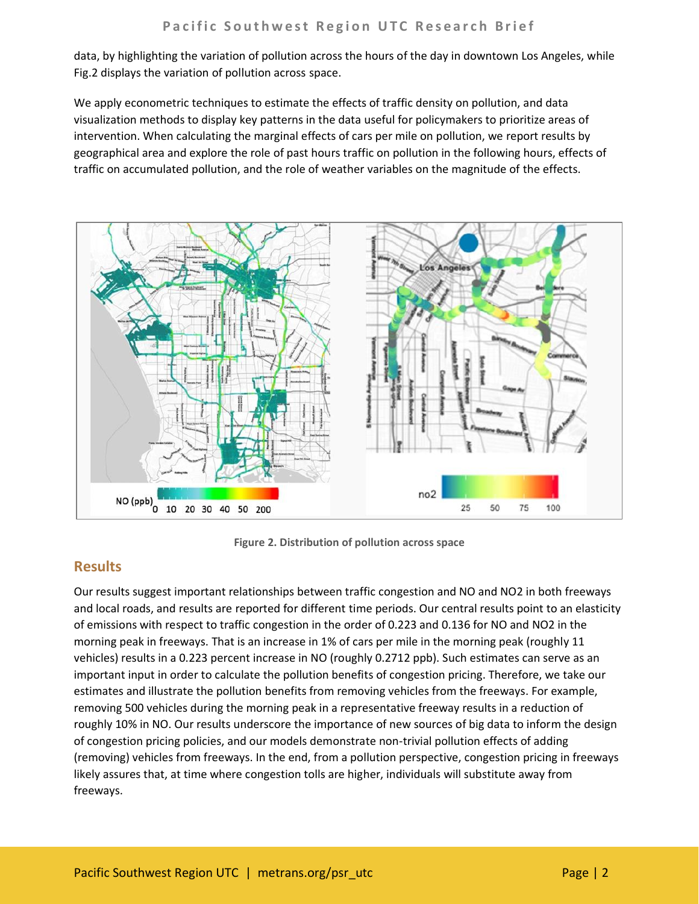data, by highlighting the variation of pollution across the hours of the day in downtown Los Angeles, while Fig.2 displays the variation of pollution across space.

We apply econometric techniques to estimate the effects of traffic density on pollution, and data visualization methods to display key patterns in the data useful for policymakers to prioritize areas of intervention. When calculating the marginal effects of cars per mile on pollution, we report results by geographical area and explore the role of past hours traffic on pollution in the following hours, effects of traffic on accumulated pollution, and the role of weather variables on the magnitude of the effects.

NO (ppb)
0 10 20 30 40 50 200

no2
25 50 75 100

**Figure 2. Distribution of pollution across space**

## Results

Our results suggest important relationships between traffic congestion and NO and $NO_2$ in both freeways and local roads, and results are reported for different time periods. Our central results point to an elasticity of emissions with respect to traffic congestion in the order of 0.223 and 0.136 for NO and $NO_2$ in the morning peak in freeways. That is an increase in 1% of cars per mile in the morning peak (roughly 11 vehicles) results in a 0.223 percent increase in NO (roughly 0.2712 ppb). Such estimates can serve as an important input in order to calculate the pollution benefits of congestion pricing. Therefore, we take our estimates and illustrate the pollution benefits from removing vehicles from the freeways. For example, removing 500 vehicles during the morning peak in a representative freeway results in a reduction of roughly 10% in NO. Our results underscore the importance of new sources of big data to inform the design of congestion pricing policies, and our models demonstrate non-trivial pollution effects of adding (removing) vehicles from freeways. In the end, from a pollution perspective, congestion pricing in freeways likely assures that, at time where congestion tolls are higher, individuals will substitute away from freeways.